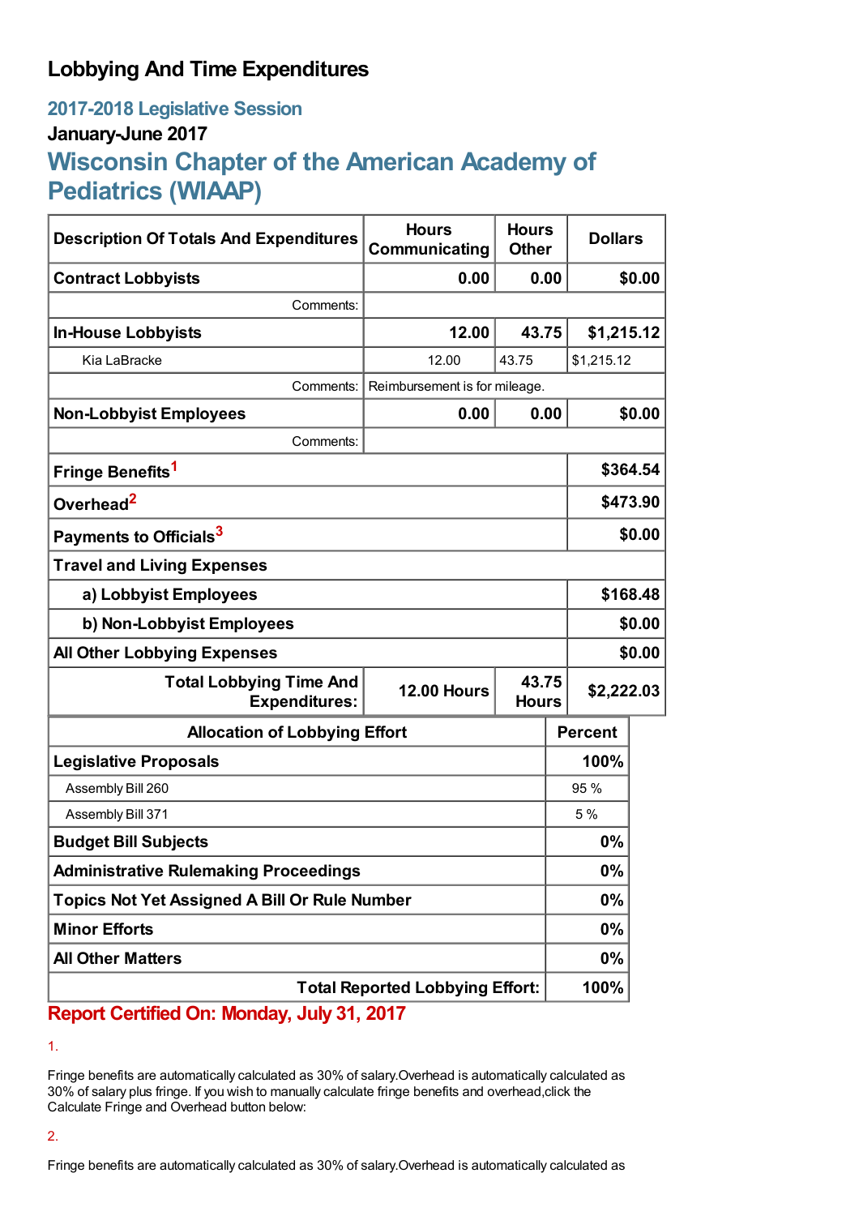# Lobbying And Time Expenditures

## 2017-2018 Legislative Session

### January-June 2017

## Wisconsin Chapter of the American Academy of Pediatrics (WIAAP)

| Description Of Totals And Expenditures | Hours Communicating | Hours Other | Dollars |
|---|---|---|---|
| **Contract Lobbyists** | **0.00** | **0.00** | **$0.00** |
| Comments: | | | |
| **In-House Lobbyists** | **12.00** | **43.75** | **$1,215.12** |
| Kia LaBracke | 12.00 | 43.75 | $1,215.12 |
| Comments: | Reimbursement is for mileage. | | |
| **Non-Lobbyist Employees** | **0.00** | **0.00** | **$0.00** |
| Comments: | | | |
| **Fringe Benefits**[1] | | | **$364.54** |
| **Overhead**[2] | | | **$473.90** |
| **Payments to Officials**[3] | | | **$0.00** |
| **Travel and Living Expenses** | | | |
| **a) Lobbyist Employees** | | | **$168.48** |
| **b) Non-Lobbyist Employees** | | | **$0.00** |
| **All Other Lobbying Expenses** | | | **$0.00** |
| **Total Lobbying Time And Expenditures:** | **12.00 Hours** | **43.75 Hours** | **$2,222.03** |

| Allocation of Lobbying Effort | Percent |
|---|---|
| **Legislative Proposals** | **100%** |
| Assembly Bill 260 | 95 % |
| Assembly Bill 371 | 5 % |
| **Budget Bill Subjects** | **0%** |
| **Administrative Rulemaking Proceedings** | **0%** |
| **Topics Not Yet Assigned A Bill Or Rule Number** | **0%** |
| **Minor Efforts** | **0%** |
| **All Other Matters** | **0%** |
| **Total Reported Lobbying Effort:** | **100%** |

**Report Certified On: Monday, July 31, 2017**

1.

Fringe benefits are automatically calculated as 30% of salary.Overhead is automatically calculated as 30% of salary plus fringe. If you wish to manually calculate fringe benefits and overhead,click the Calculate Fringe and Overhead button below:

2.

Fringe benefits are automatically calculated as 30% of salary.Overhead is automatically calculated as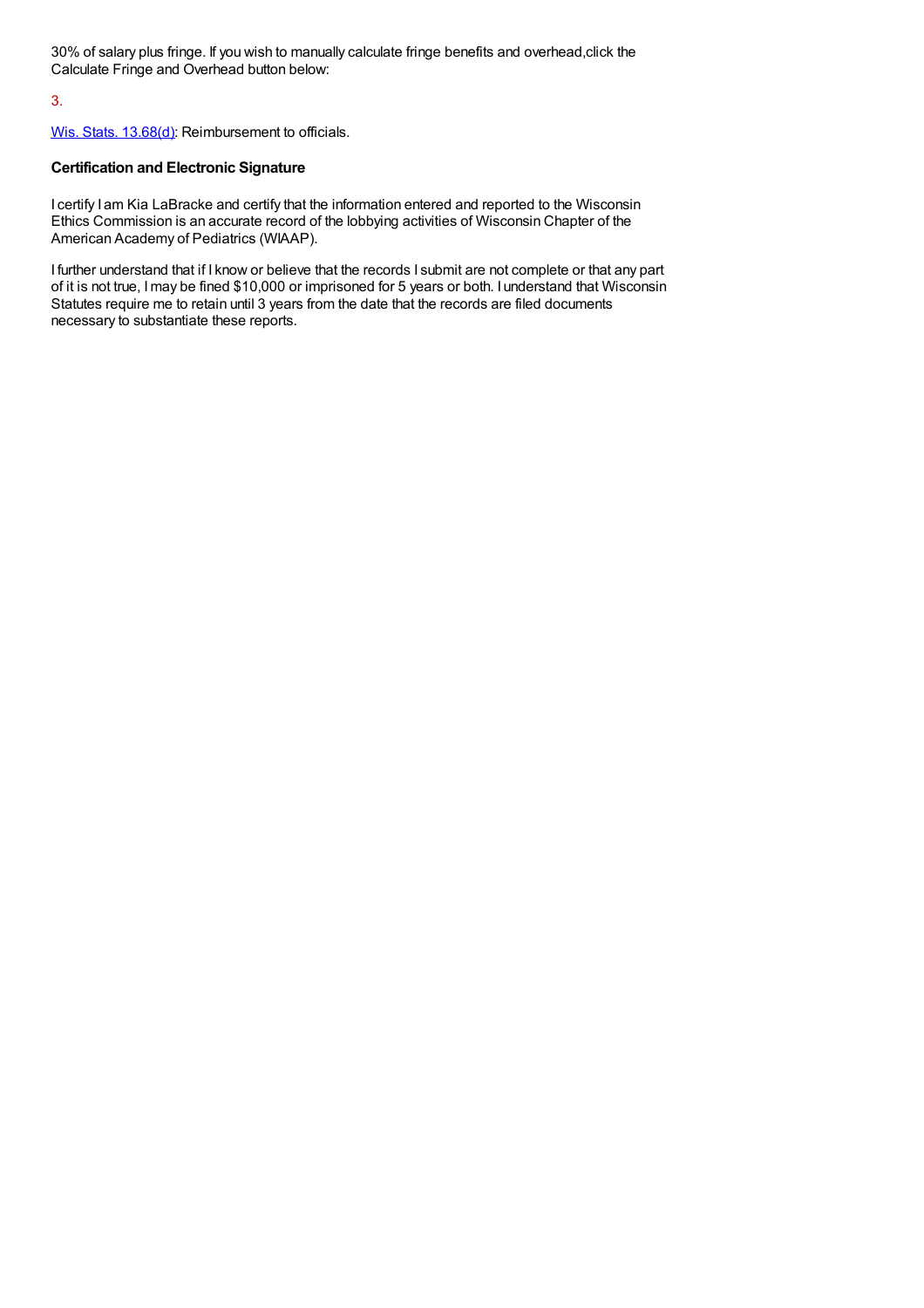30% of salary plus fringe. If you wish to manually calculate fringe benefits and overhead,click the Calculate Fringe and Overhead button below:

3.

Wis. Stats. 13.68(d): Reimbursement to officials.

**Certification and Electronic Signature**

I certify I am Kia LaBracke and certify that the information entered and reported to the Wisconsin Ethics Commission is an accurate record of the lobbying activities of Wisconsin Chapter of the American Academy of Pediatrics (WIAAP).

I further understand that if I know or believe that the records I submit are not complete or that any part of it is not true, I may be fined $10,000 or imprisoned for 5 years or both. I understand that Wisconsin Statutes require me to retain until 3 years from the date that the records are filed documents necessary to substantiate these reports.